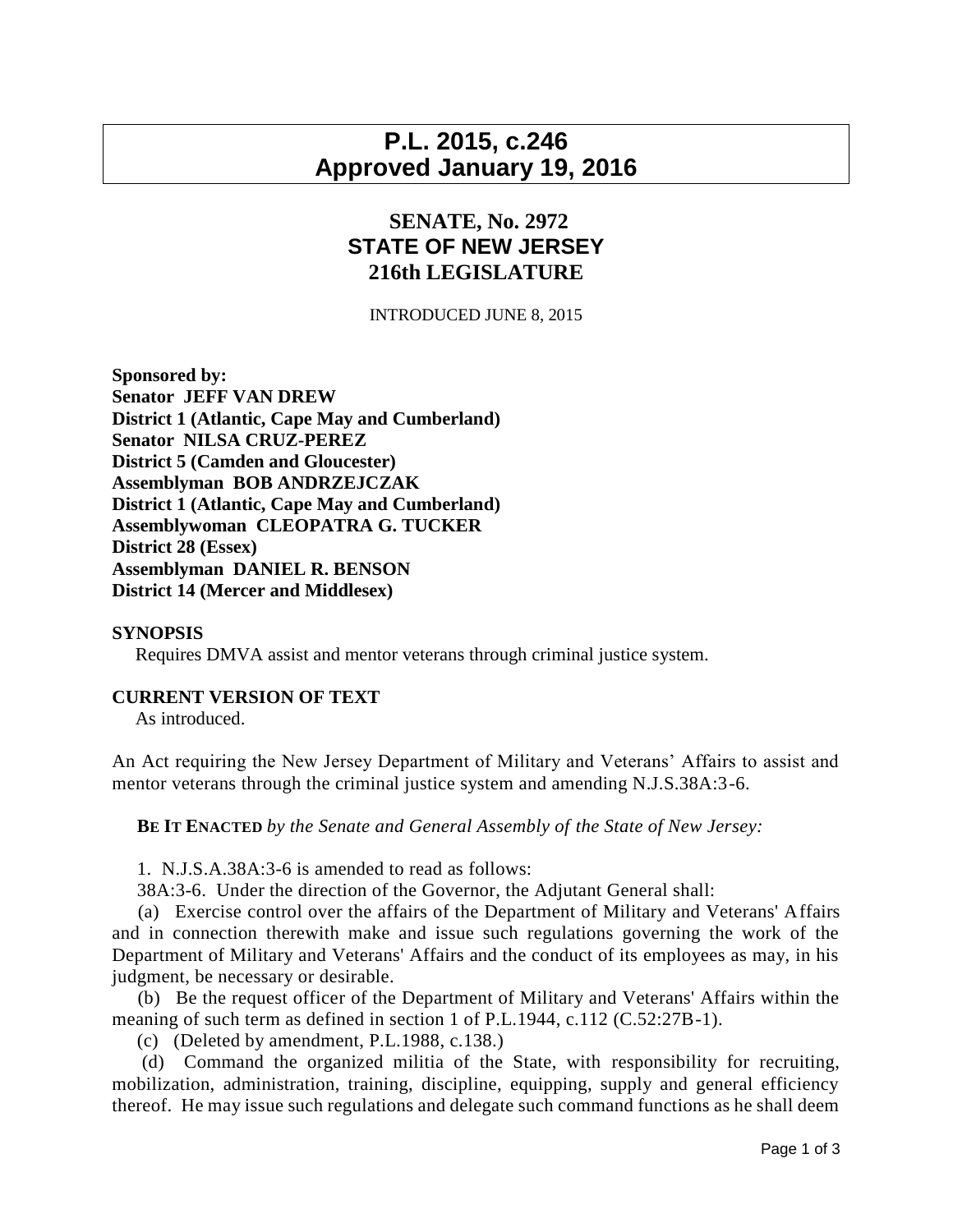# P.L. 2015, c.246
# Approved January 19, 2016

## SENATE, No. 2972
## STATE OF NEW JERSEY
## 216th LEGISLATURE

INTRODUCED JUNE 8, 2015

**Sponsored by:**
**Senator JEFF VAN DREW**
**District 1 (Atlantic, Cape May and Cumberland)**
**Senator NILSA CRUZ-PEREZ**
**District 5 (Camden and Gloucester)**
**Assemblyman BOB ANDRZEJCZAK**
**District 1 (Atlantic, Cape May and Cumberland)**
**Assemblywoman CLEOPATRA G. TUCKER**
**District 28 (Essex)**
**Assemblyman DANIEL R. BENSON**
**District 14 (Mercer and Middlesex)**

**SYNOPSIS**

Requires DMVA assist and mentor veterans through criminal justice system.

**CURRENT VERSION OF TEXT**

As introduced.

An Act requiring the New Jersey Department of Military and Veterans' Affairs to assist and mentor veterans through the criminal justice system and amending N.J.S.38A:3-6.

**BE IT ENACTED** *by the Senate and General Assembly of the State of New Jersey:*

1. N.J.S.A.38A:3-6 is amended to read as follows:

38A:3-6. Under the direction of the Governor, the Adjutant General shall:

(a) Exercise control over the affairs of the Department of Military and Veterans' Affairs and in connection therewith make and issue such regulations governing the work of the Department of Military and Veterans' Affairs and the conduct of its employees as may, in his judgment, be necessary or desirable.

(b) Be the request officer of the Department of Military and Veterans' Affairs within the meaning of such term as defined in section 1 of P.L.1944, c.112 (C.52:27B-1).

(c) (Deleted by amendment, P.L.1988, c.138.)

(d) Command the organized militia of the State, with responsibility for recruiting, mobilization, administration, training, discipline, equipping, supply and general efficiency thereof. He may issue such regulations and delegate such command functions as he shall deem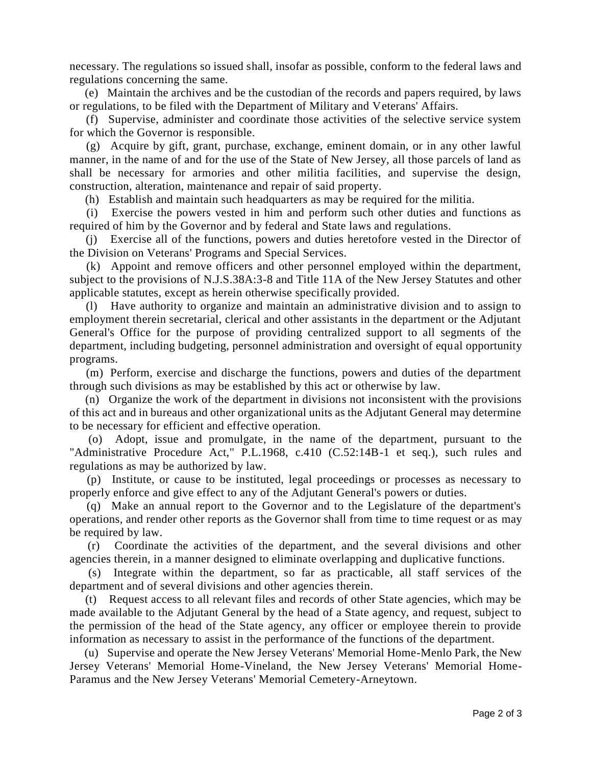necessary. The regulations so issued shall, insofar as possible, conform to the federal laws and regulations concerning the same.

(e) Maintain the archives and be the custodian of the records and papers required, by laws or regulations, to be filed with the Department of Military and Veterans' Affairs.

(f) Supervise, administer and coordinate those activities of the selective service system for which the Governor is responsible.

(g) Acquire by gift, grant, purchase, exchange, eminent domain, or in any other lawful manner, in the name of and for the use of the State of New Jersey, all those parcels of land as shall be necessary for armories and other militia facilities, and supervise the design, construction, alteration, maintenance and repair of said property.

(h) Establish and maintain such headquarters as may be required for the militia.

(i) Exercise the powers vested in him and perform such other duties and functions as required of him by the Governor and by federal and State laws and regulations.

(j) Exercise all of the functions, powers and duties heretofore vested in the Director of the Division on Veterans' Programs and Special Services.

(k) Appoint and remove officers and other personnel employed within the department, subject to the provisions of N.J.S.38A:3-8 and Title 11A of the New Jersey Statutes and other applicable statutes, except as herein otherwise specifically provided.

(l) Have authority to organize and maintain an administrative division and to assign to employment therein secretarial, clerical and other assistants in the department or the Adjutant General's Office for the purpose of providing centralized support to all segments of the department, including budgeting, personnel administration and oversight of equal opportunity programs.

(m) Perform, exercise and discharge the functions, powers and duties of the department through such divisions as may be established by this act or otherwise by law.

(n) Organize the work of the department in divisions not inconsistent with the provisions of this act and in bureaus and other organizational units as the Adjutant General may determine to be necessary for efficient and effective operation.

(o) Adopt, issue and promulgate, in the name of the department, pursuant to the "Administrative Procedure Act," P.L.1968, c.410 (C.52:14B-1 et seq.), such rules and regulations as may be authorized by law.

(p) Institute, or cause to be instituted, legal proceedings or processes as necessary to properly enforce and give effect to any of the Adjutant General's powers or duties.

(q) Make an annual report to the Governor and to the Legislature of the department's operations, and render other reports as the Governor shall from time to time request or as may be required by law.

(r) Coordinate the activities of the department, and the several divisions and other agencies therein, in a manner designed to eliminate overlapping and duplicative functions.

(s) Integrate within the department, so far as practicable, all staff services of the department and of several divisions and other agencies therein.

(t) Request access to all relevant files and records of other State agencies, which may be made available to the Adjutant General by the head of a State agency, and request, subject to the permission of the head of the State agency, any officer or employee therein to provide information as necessary to assist in the performance of the functions of the department.

(u) Supervise and operate the New Jersey Veterans' Memorial Home-Menlo Park, the New Jersey Veterans' Memorial Home-Vineland, the New Jersey Veterans' Memorial Home-Paramus and the New Jersey Veterans' Memorial Cemetery-Arneytown.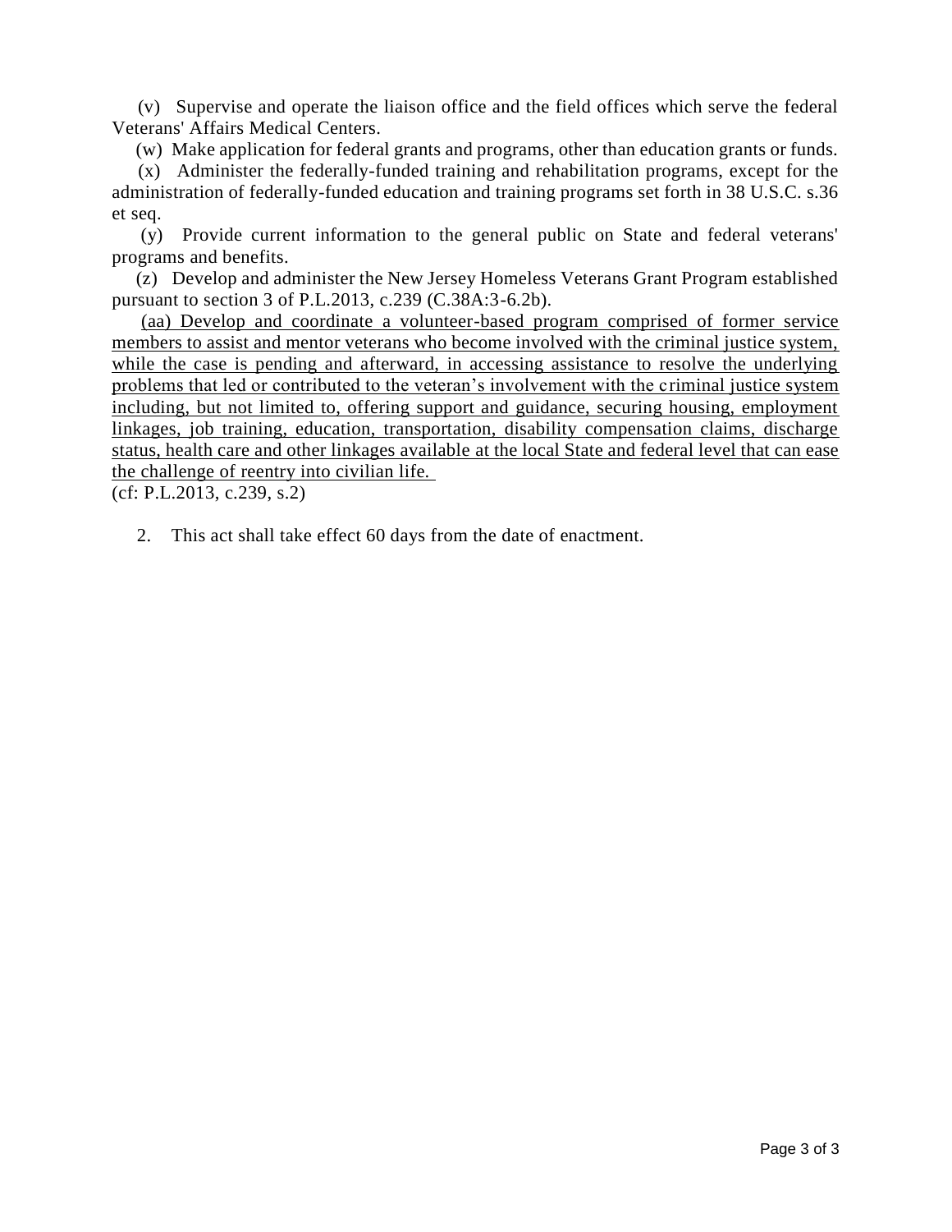(v) Supervise and operate the liaison office and the field offices which serve the federal Veterans' Affairs Medical Centers.

(w) Make application for federal grants and programs, other than education grants or funds.

(x) Administer the federally-funded training and rehabilitation programs, except for the administration of federally-funded education and training programs set forth in 38 U.S.C. s.36 et seq.

(y) Provide current information to the general public on State and federal veterans' programs and benefits.

(z) Develop and administer the New Jersey Homeless Veterans Grant Program established pursuant to section 3 of P.L.2013, c.239 (C.38A:3-6.2b).

<u>(aa) Develop and coordinate a volunteer-based program comprised of former service members to assist and mentor veterans who become involved with the criminal justice system, while the case is pending and afterward, in accessing assistance to resolve the underlying problems that led or contributed to the veteran's involvement with the criminal justice system including, but not limited to, offering support and guidance, securing housing, employment linkages, job training, education, transportation, disability compensation claims, discharge status, health care and other linkages available at the local State and federal level that can ease the challenge of reentry into civilian life.</u>

(cf: P.L.2013, c.239, s.2)

2. This act shall take effect 60 days from the date of enactment.